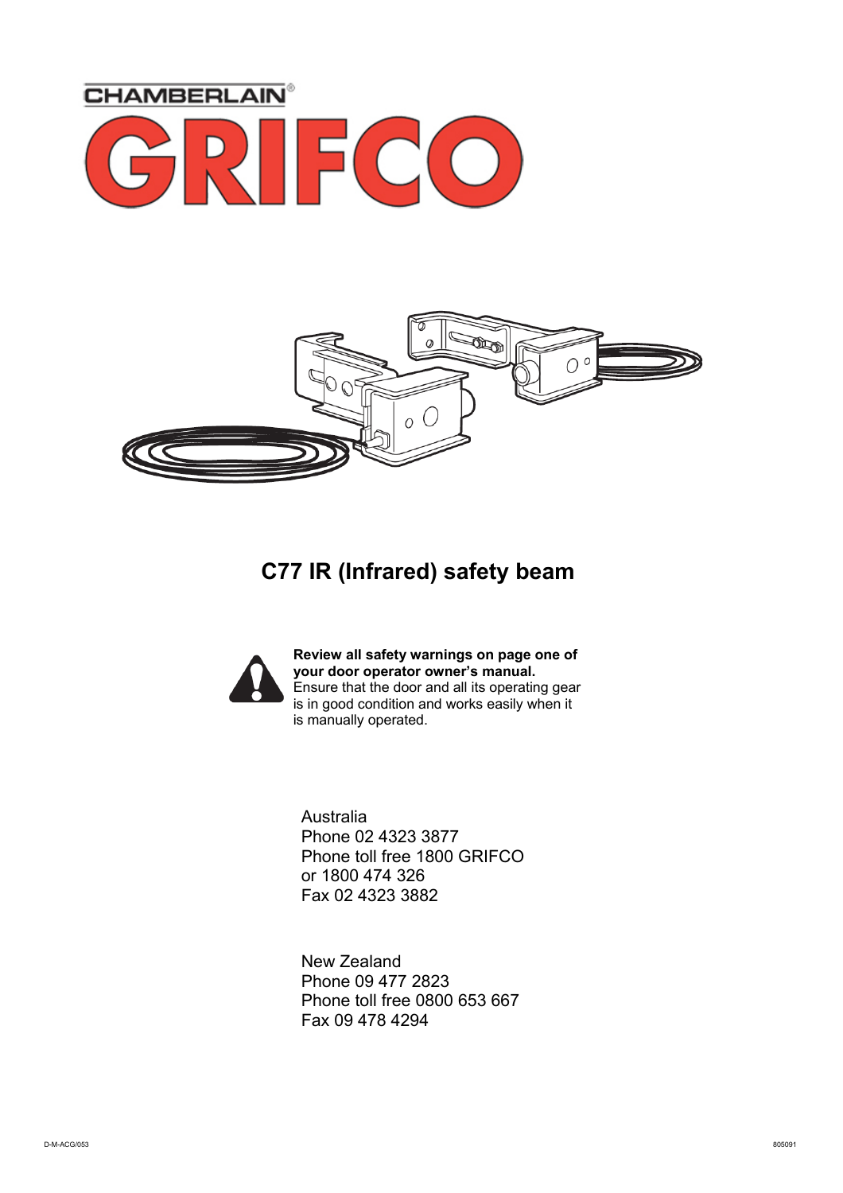CHAMBERLAIN®

# GRIFCO

## C77 IR (Infrared) safety beam

**Review all safety warnings on page one of your door operator owner's manual.**
Ensure that the door and all its operating gear is in good condition and works easily when it is manually operated.

Australia
Phone 02 4323 3877
Phone toll free 1800 GRIFCO
or 1800 474 326
Fax 02 4323 3882

New Zealand
Phone 09 477 2823
Phone toll free 0800 653 667
Fax 09 478 4294

D-M-ACG/053

805091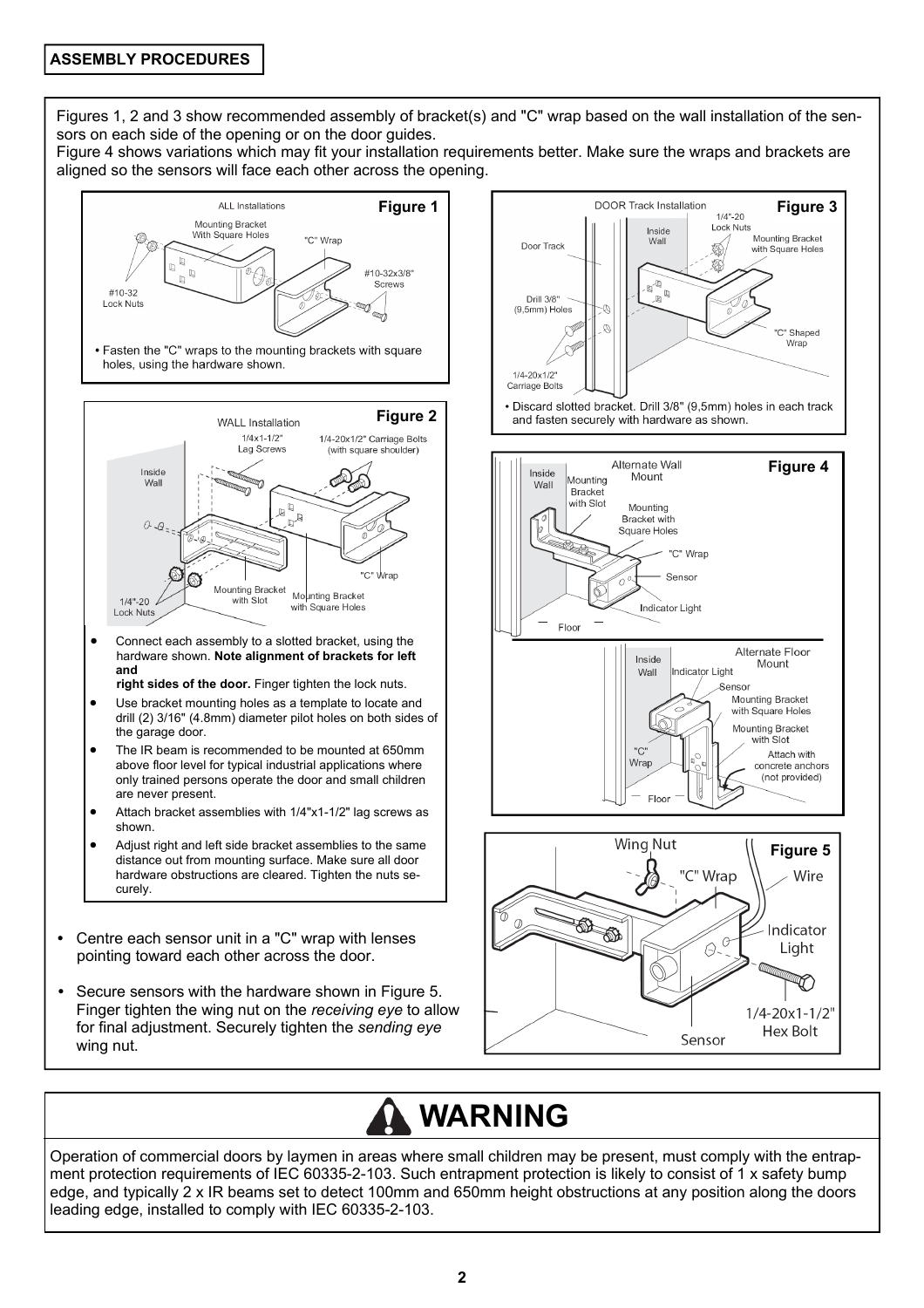## ASSEMBLY PROCEDURES

Figures 1, 2 and 3 show recommended assembly of bracket(s) and "C" wrap based on the wall installation of the sensors on each side of the opening or on the door guides.
Figure 4 shows variations which may fit your installation requirements better. Make sure the wraps and brackets are aligned so the sensors will face each other across the opening.

**Figure 1**

ALL Installations

Mounting Bracket With Square Holes

"C" Wrap

#10-32x3/8" Screws

#10-32 Lock Nuts

- Fasten the "C" wraps to the mounting brackets with square holes, using the hardware shown.

**Figure 2**

WALL Installation

1/4x1-1/2" Lag Screws

1/4-20x1/2" Carriage Bolts (with square shoulder)

Inside Wall

"C" Wrap

Mounting Bracket with Slot

Mounting Bracket with Square Holes

1/4"-20 Lock Nuts

- Connect each assembly to a slotted bracket, using the hardware shown. **Note alignment of brackets for left and right sides of the door.** Finger tighten the lock nuts.
- Use bracket mounting holes as a template to locate and drill (2) 3/16" (4.8mm) diameter pilot holes on both sides of the garage door.
- The IR beam is recommended to be mounted at 650mm above floor level for typical industrial applications where only trained persons operate the door and small children are never present.
- Attach bracket assemblies with 1/4"x1-1/2" lag screws as shown.
- Adjust right and left side bracket assemblies to the same distance out from mounting surface. Make sure all door hardware obstructions are cleared. Tighten the nuts securely.

**Figure 3**

DOOR Track Installation

1/4"-20 Lock Nuts

Inside Wall

Door Track

Mounting Bracket with Square Holes

Drill 3/8" (9,5mm) Holes

"C" Shaped Wrap

1/4-20x1/2" Carriage Bolts

- Discard slotted bracket. Drill 3/8" (9,5mm) holes in each track and fasten securely with hardware as shown.

**Figure 4**

Alternate Wall Mount

Inside Wall

Mounting Bracket with Slot

Mounting Bracket with Square Holes

"C" Wrap

Sensor

Indicator Light

Floor

Alternate Floor Mount

Inside Wall

Indicator Light

Sensor

Mounting Bracket with Square Holes

Mounting Bracket with Slot

"C" Wrap

Attach with concrete anchors (not provided)

Floor

**Figure 5**

Wing Nut

"C" Wrap

Wire

Indicator Light

1/4-20x1-1/2" Hex Bolt

Sensor

- Centre each sensor unit in a "C" wrap with lenses pointing toward each other across the door.
- Secure sensors with the hardware shown in Figure 5. Finger tighten the wing nut on the *receiving eye* to allow for final adjustment. Securely tighten the *sending eye* wing nut.

## ⚠ WARNING

Operation of commercial doors by laymen in areas where small children may be present, must comply with the entrapment protection requirements of IEC 60335-2-103. Such entrapment protection is likely to consist of 1 x safety bump edge, and typically 2 x IR beams set to detect 100mm and 650mm height obstructions at any position along the doors leading edge, installed to comply with IEC 60335-2-103.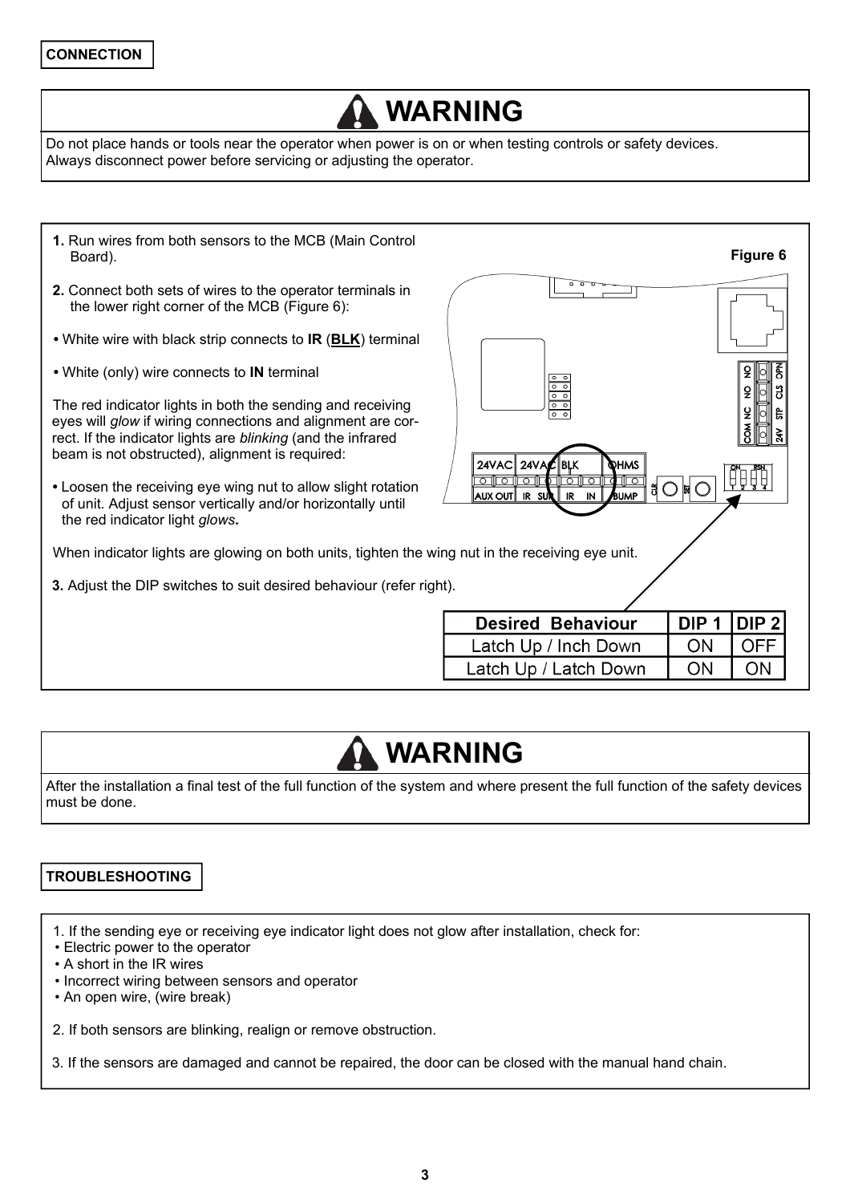**CONNECTION**

# WARNING

Do not place hands or tools near the operator when power is on or when testing controls or safety devices.
Always disconnect power before servicing or adjusting the operator.

**1.** Run wires from both sensors to the MCB (Main Control Board).

**2.** Connect both sets of wires to the operator terminals in the lower right corner of the MCB (Figure 6):

- White wire with black strip connects to **IR** (**BLK**) terminal
- White (only) wire connects to **IN** terminal

The red indicator lights in both the sending and receiving eyes will *glow* if wiring connections and alignment are correct. If the indicator lights are *blinking* (and the infrared beam is not obstructed), alignment is required:

- Loosen the receiving eye wing nut to allow slight rotation of unit. Adjust sensor vertically and/or horizontally until the red indicator light *glows*.

When indicator lights are glowing on both units, tighten the wing nut in the receiving eye unit.

**3.** Adjust the DIP switches to suit desired behaviour (refer right).

**Figure 6**

| Desired Behaviour | DIP 1 | DIP 2 |
|---|---|---|
| Latch Up / Inch Down | ON | OFF |
| Latch Up / Latch Down | ON | ON |

# WARNING

After the installation a final test of the full function of the system and where present the full function of the safety devices must be done.

**TROUBLESHOOTING**

1. If the sending eye or receiving eye indicator light does not glow after installation, check for:
   - Electric power to the operator
   - A short in the IR wires
   - Incorrect wiring between sensors and operator
   - An open wire, (wire break)

2. If both sensors are blinking, realign or remove obstruction.

3. If the sensors are damaged and cannot be repaired, the door can be closed with the manual hand chain.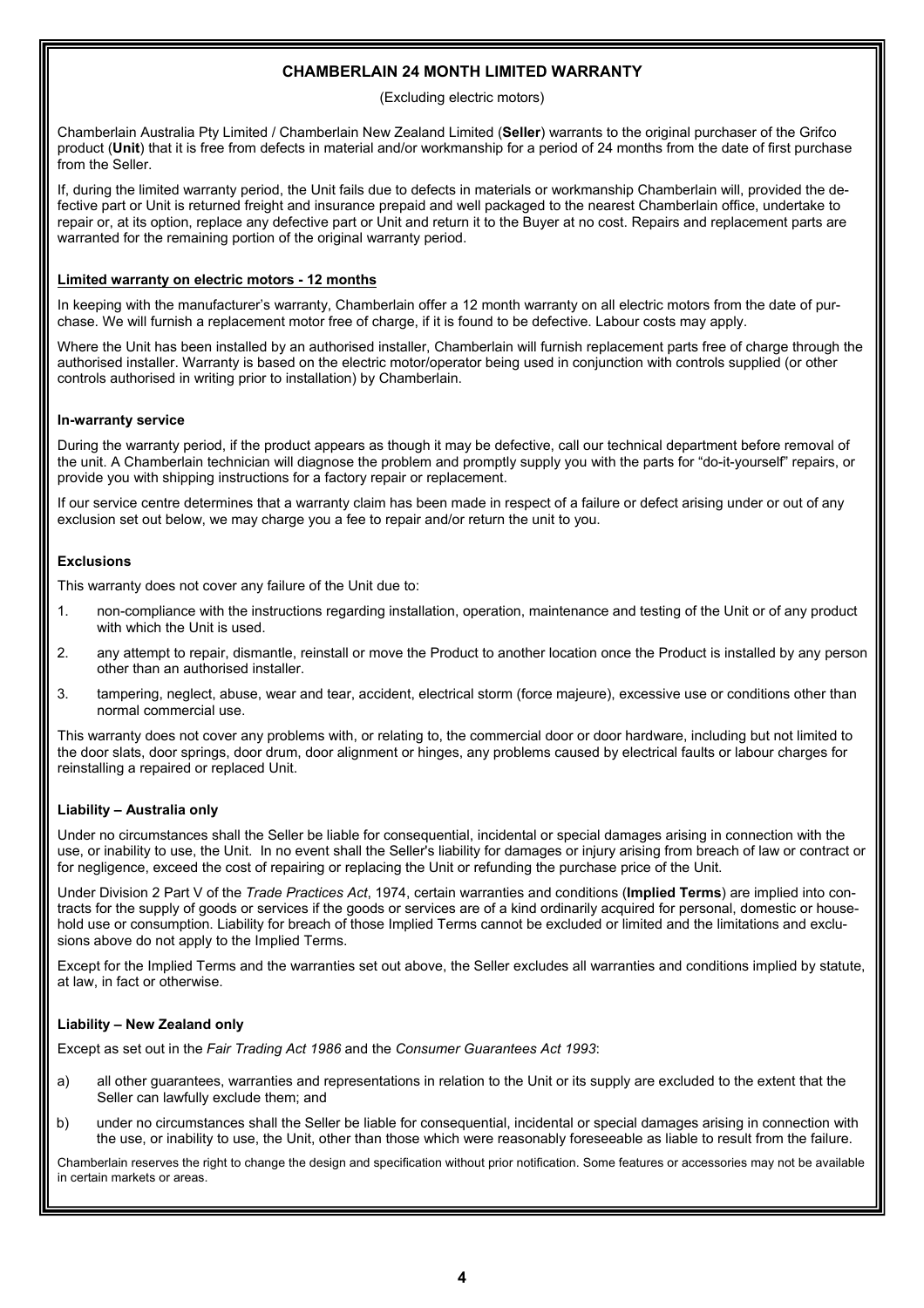## CHAMBERLAIN 24 MONTH LIMITED WARRANTY

(Excluding electric motors)

Chamberlain Australia Pty Limited / Chamberlain New Zealand Limited (**Seller**) warrants to the original purchaser of the Grifco product (**Unit**) that it is free from defects in material and/or workmanship for a period of 24 months from the date of first purchase from the Seller.

If, during the limited warranty period, the Unit fails due to defects in materials or workmanship Chamberlain will, provided the defective part or Unit is returned freight and insurance prepaid and well packaged to the nearest Chamberlain office, undertake to repair or, at its option, replace any defective part or Unit and return it to the Buyer at no cost. Repairs and replacement parts are warranted for the remaining portion of the original warranty period.

### Limited warranty on electric motors - 12 months

In keeping with the manufacturer's warranty, Chamberlain offer a 12 month warranty on all electric motors from the date of purchase. We will furnish a replacement motor free of charge, if it is found to be defective. Labour costs may apply.

Where the Unit has been installed by an authorised installer, Chamberlain will furnish replacement parts free of charge through the authorised installer. Warranty is based on the electric motor/operator being used in conjunction with controls supplied (or other controls authorised in writing prior to installation) by Chamberlain.

### In-warranty service

During the warranty period, if the product appears as though it may be defective, call our technical department before removal of the unit. A Chamberlain technician will diagnose the problem and promptly supply you with the parts for "do-it-yourself" repairs, or provide you with shipping instructions for a factory repair or replacement.

If our service centre determines that a warranty claim has been made in respect of a failure or defect arising under or out of any exclusion set out below, we may charge you a fee to repair and/or return the unit to you.

### Exclusions

This warranty does not cover any failure of the Unit due to:

1. non-compliance with the instructions regarding installation, operation, maintenance and testing of the Unit or of any product with which the Unit is used.
2. any attempt to repair, dismantle, reinstall or move the Product to another location once the Product is installed by any person other than an authorised installer.
3. tampering, neglect, abuse, wear and tear, accident, electrical storm (force majeure), excessive use or conditions other than normal commercial use.

This warranty does not cover any problems with, or relating to, the commercial door or door hardware, including but not limited to the door slats, door springs, door drum, door alignment or hinges, any problems caused by electrical faults or labour charges for reinstalling a repaired or replaced Unit.

### Liability – Australia only

Under no circumstances shall the Seller be liable for consequential, incidental or special damages arising in connection with the use, or inability to use, the Unit. In no event shall the Seller's liability for damages or injury arising from breach of law or contract or for negligence, exceed the cost of repairing or replacing the Unit or refunding the purchase price of the Unit.

Under Division 2 Part V of the *Trade Practices Act*, 1974, certain warranties and conditions (**Implied Terms**) are implied into contracts for the supply of goods or services if the goods or services are of a kind ordinarily acquired for personal, domestic or household use or consumption. Liability for breach of those Implied Terms cannot be excluded or limited and the limitations and exclusions above do not apply to the Implied Terms.

Except for the Implied Terms and the warranties set out above, the Seller excludes all warranties and conditions implied by statute, at law, in fact or otherwise.

### Liability – New Zealand only

Except as set out in the *Fair Trading Act 1986* and the *Consumer Guarantees Act 1993*:

a) all other guarantees, warranties and representations in relation to the Unit or its supply are excluded to the extent that the Seller can lawfully exclude them; and

b) under no circumstances shall the Seller be liable for consequential, incidental or special damages arising in connection with the use, or inability to use, the Unit, other than those which were reasonably foreseeable as liable to result from the failure.

Chamberlain reserves the right to change the design and specification without prior notification. Some features or accessories may not be available in certain markets or areas.